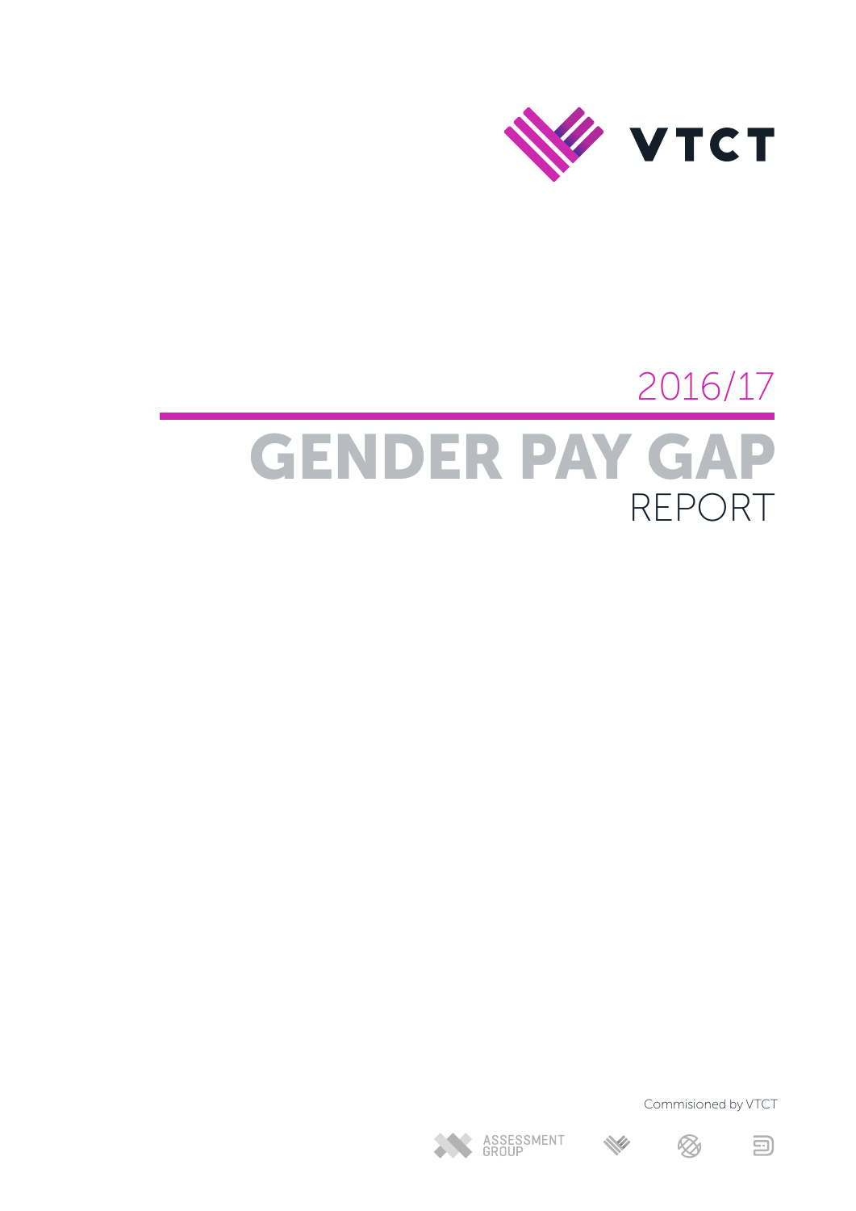VTCT

2016/17

# GENDER PAY GAP REPORT

Commisioned by VTCT

ASSESSMENT GROUP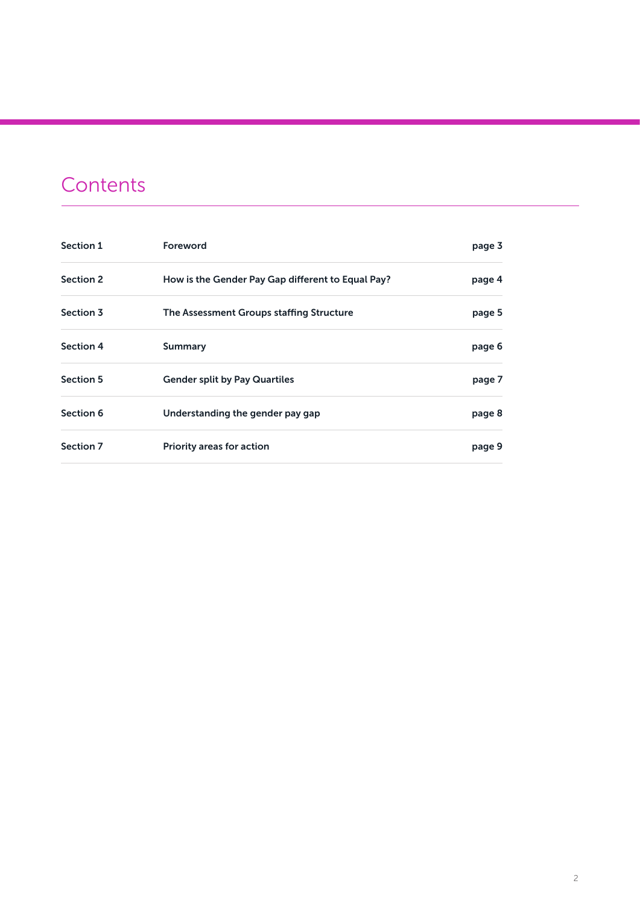# Contents

| | | |
|---|---|---|
| Section 1 | Foreword | page 3 |
| Section 2 | How is the Gender Pay Gap different to Equal Pay? | page 4 |
| Section 3 | The Assessment Groups staffing Structure | page 5 |
| Section 4 | Summary | page 6 |
| Section 5 | Gender split by Pay Quartiles | page 7 |
| Section 6 | Understanding the gender pay gap | page 8 |
| Section 7 | Priority areas for action | page 9 |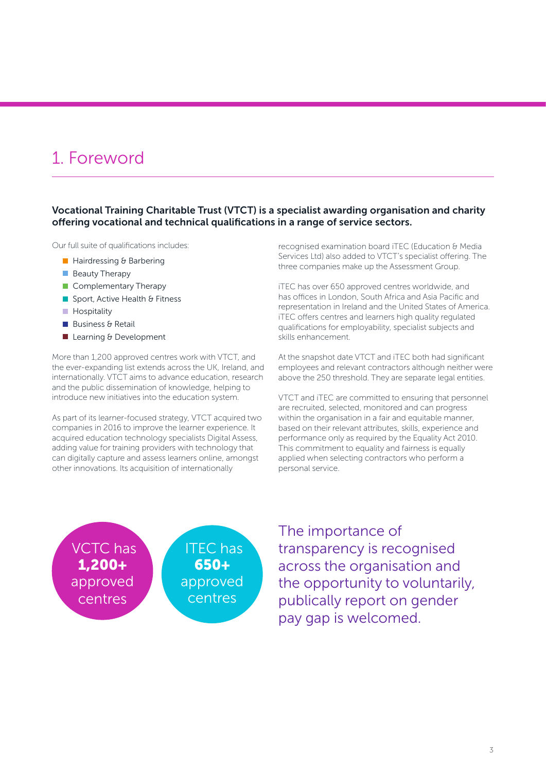# 1. Foreword

**Vocational Training Charitable Trust (VTCT) is a specialist awarding organisation and charity offering vocational and technical qualifications in a range of service sectors.**

Our full suite of qualifications includes:

- Hairdressing & Barbering
- Beauty Therapy
- Complementary Therapy
- Sport, Active Health & Fitness
- Hospitality
- Business & Retail
- Learning & Development

More than 1,200 approved centres work with VTCT, and the ever-expanding list extends across the UK, Ireland, and internationally. VTCT aims to advance education, research and the public dissemination of knowledge, helping to introduce new initiatives into the education system.

As part of its learner-focused strategy, VTCT acquired two companies in 2016 to improve the learner experience. It acquired education technology specialists Digital Assess, adding value for training providers with technology that can digitally capture and assess learners online, amongst other innovations. Its acquisition of internationally recognised examination board iTEC (Education & Media Services Ltd) also added to VTCT's specialist offering. The three companies make up the Assessment Group.

iTEC has over 650 approved centres worldwide, and has offices in London, South Africa and Asia Pacific and representation in Ireland and the United States of America. iTEC offers centres and learners high quality regulated qualifications for employability, specialist subjects and skills enhancement.

At the snapshot date VTCT and iTEC both had significant employees and relevant contractors although neither were above the 250 threshold. They are separate legal entities.

VTCT and iTEC are committed to ensuring that personnel are recruited, selected, monitored and can progress within the organisation in a fair and equitable manner, based on their relevant attributes, skills, experience and performance only as required by the Equality Act 2010. This commitment to equality and fairness is equally applied when selecting contractors who perform a personal service.

VCTC has **1,200+** approved centres

ITEC has **650+** approved centres

The importance of transparency is recognised across the organisation and the opportunity to voluntarily, publically report on gender pay gap is welcomed.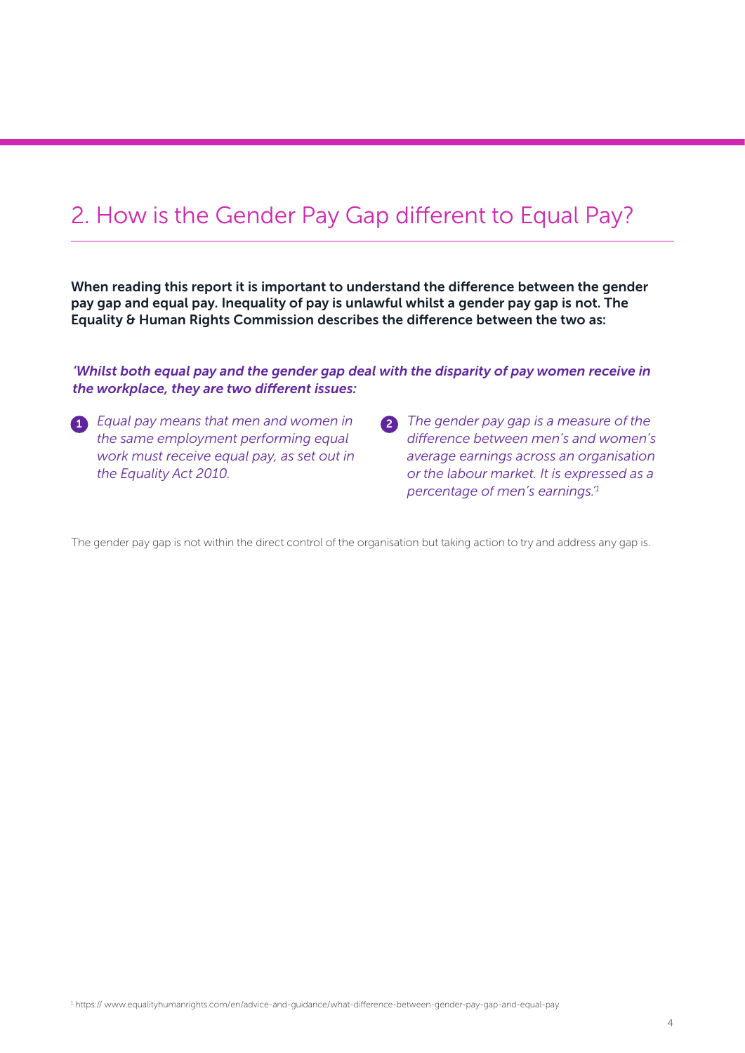## 2. How is the Gender Pay Gap different to Equal Pay?

**When reading this report it is important to understand the difference between the gender pay gap and equal pay. Inequality of pay is unlawful whilst a gender pay gap is not. The Equality & Human Rights Commission describes the difference between the two as:**

***'Whilst both equal pay and the gender gap deal with the disparity of pay women receive in the workplace, they are two different issues:***

1. *Equal pay means that men and women in the same employment performing equal work must receive equal pay, as set out in the Equality Act 2010.*
2. *The gender pay gap is a measure of the difference between men's and women's average earnings across an organisation or the labour market. It is expressed as a percentage of men's earnings.'*[1]

The gender pay gap is not within the direct control of the organisation but taking action to try and address any gap is.

[1] https:// www.equalityhumanrights.com/en/advice-and-guidance/what-difference-between-gender-pay-gap-and-equal-pay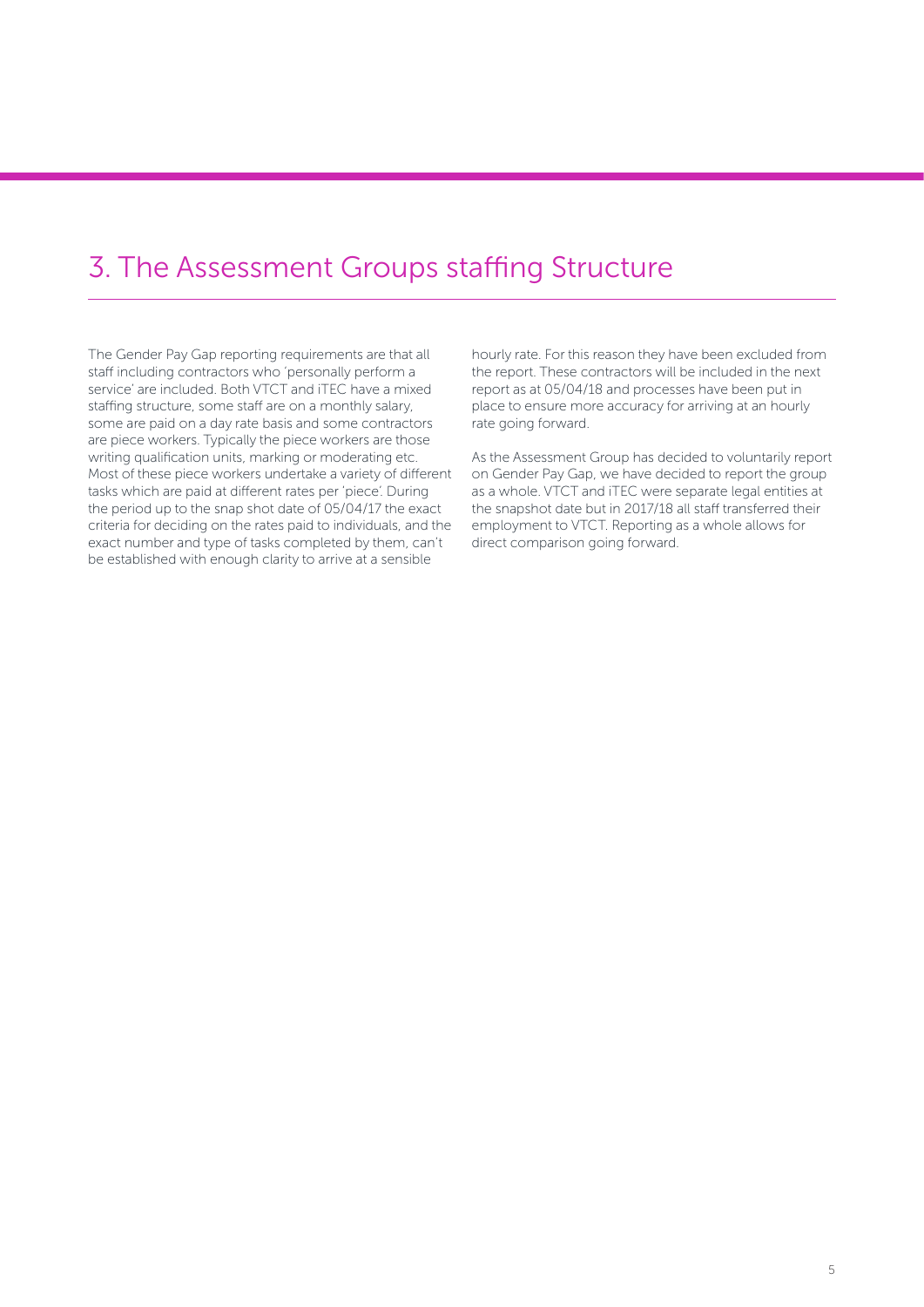## 3. The Assessment Groups staffing Structure

The Gender Pay Gap reporting requirements are that all staff including contractors who 'personally perform a service' are included. Both VTCT and iTEC have a mixed staffing structure, some staff are on a monthly salary, some are paid on a day rate basis and some contractors are piece workers. Typically the piece workers are those writing qualification units, marking or moderating etc. Most of these piece workers undertake a variety of different tasks which are paid at different rates per 'piece'. During the period up to the snap shot date of 05/04/17 the exact criteria for deciding on the rates paid to individuals, and the exact number and type of tasks completed by them, can't be established with enough clarity to arrive at a sensible hourly rate. For this reason they have been excluded from the report. These contractors will be included in the next report as at 05/04/18 and processes have been put in place to ensure more accuracy for arriving at an hourly rate going forward.

As the Assessment Group has decided to voluntarily report on Gender Pay Gap, we have decided to report the group as a whole. VTCT and iTEC were separate legal entities at the snapshot date but in 2017/18 all staff transferred their employment to VTCT. Reporting as a whole allows for direct comparison going forward.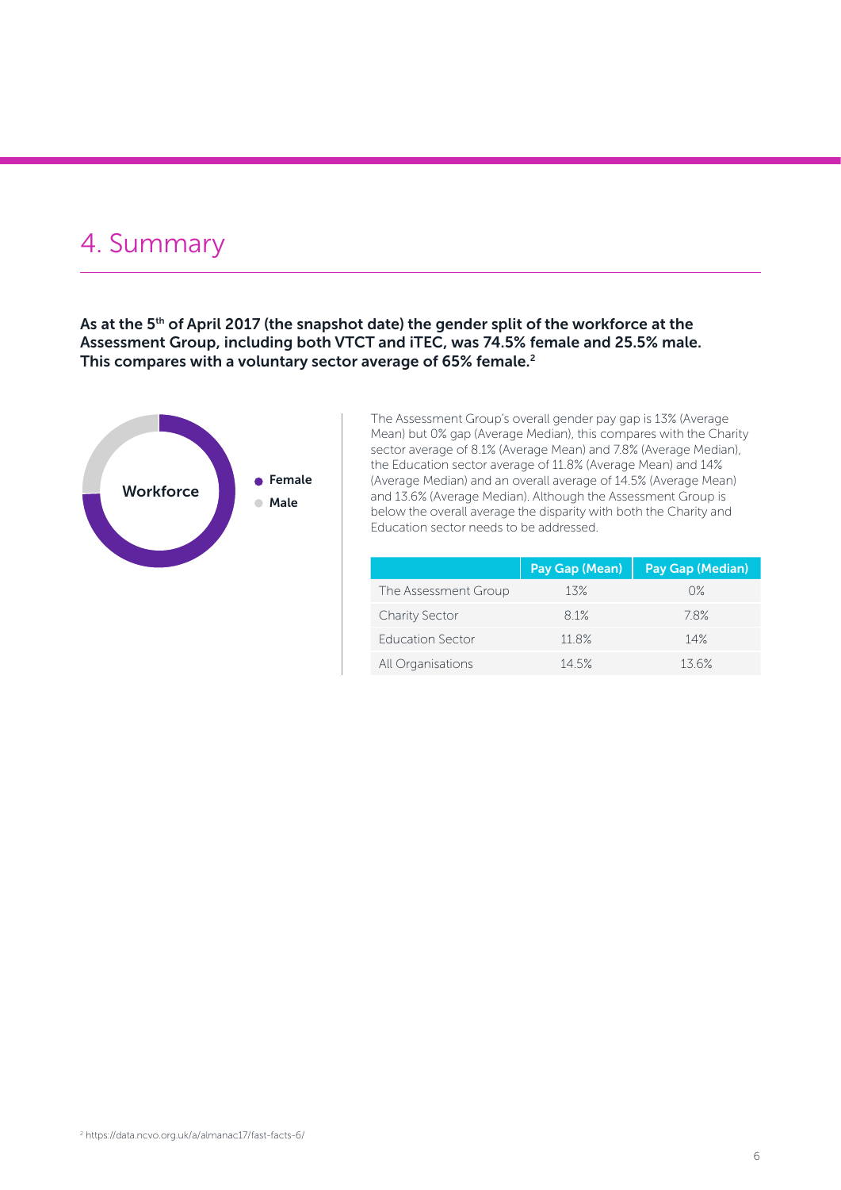# 4. Summary

**As at the 5th of April 2017 (the snapshot date) the gender split of the workforce at the Assessment Group, including both VTCT and iTEC, was 74.5% female and 25.5% male. This compares with a voluntary sector average of 65% female.[2]**

Workforce

- Female
- Male

The Assessment Group's overall gender pay gap is 13% (Average Mean) but 0% gap (Average Median), this compares with the Charity sector average of 8.1% (Average Mean) and 7.8% (Average Median), the Education sector average of 11.8% (Average Mean) and 14% (Average Median) and an overall average of 14.5% (Average Mean) and 13.6% (Average Median). Although the Assessment Group is below the overall average the disparity with both the Charity and Education sector needs to be addressed.

| | Pay Gap (Mean) | Pay Gap (Median) |
|---|---|---|
| The Assessment Group | 13% | 0% |
| Charity Sector | 8.1% | 7.8% |
| Education Sector | 11.8% | 14% |
| All Organisations | 14.5% | 13.6% |

[2] https://data.ncvo.org.uk/a/almanac17/fast-facts-6/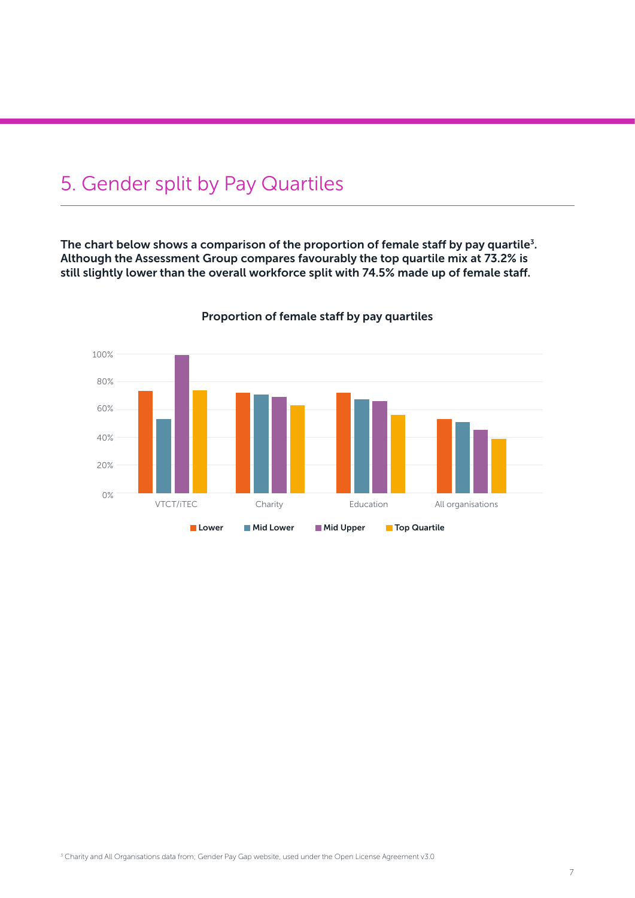## 5. Gender split by Pay Quartiles

**The chart below shows a comparison of the proportion of female staff by pay quartile[3]. Although the Assessment Group compares favourably the top quartile mix at 73.2% is still slightly lower than the overall workforce split with 74.5% made up of female staff.**

**Proportion of female staff by pay quartiles**

100%
80%
60%
40%
20%
0%

VTCT/iTEC | Charity | Education | All organisations

**Lower** | **Mid Lower** | **Mid Upper** | **Top Quartile**

[3] Charity and All Organisations data from; Gender Pay Gap website, used under the Open License Agreement v3.0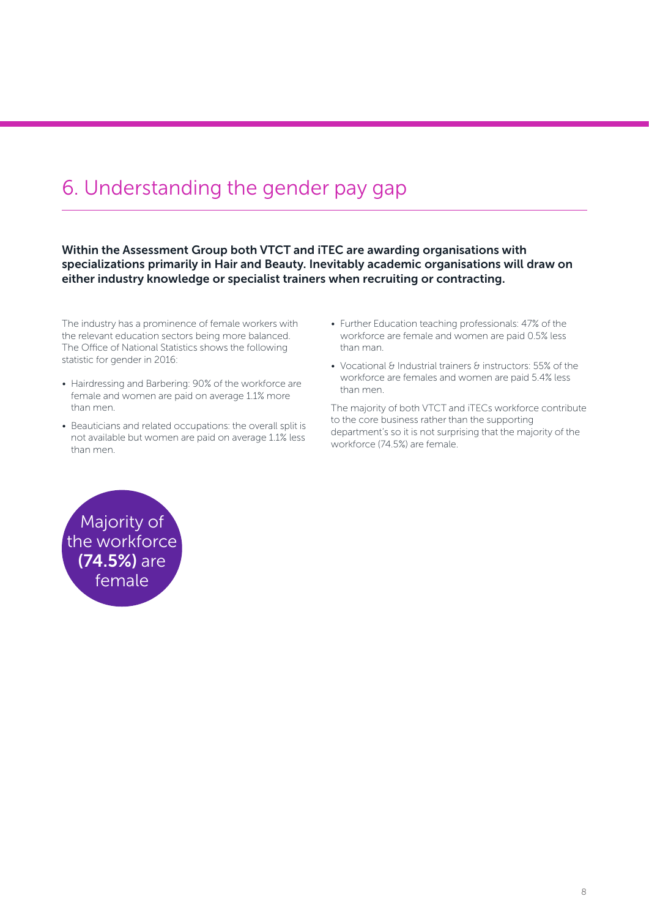# 6. Understanding the gender pay gap

**Within the Assessment Group both VTCT and iTEC are awarding organisations with specializations primarily in Hair and Beauty. Inevitably academic organisations will draw on either industry knowledge or specialist trainers when recruiting or contracting.**

The industry has a prominence of female workers with the relevant education sectors being more balanced. The Office of National Statistics shows the following statistic for gender in 2016:

- Hairdressing and Barbering: 90% of the workforce are female and women are paid on average 1.1% more than men.
- Beauticians and related occupations: the overall split is not available but women are paid on average 1.1% less than men.
- Further Education teaching professionals: 47% of the workforce are female and women are paid 0.5% less than man.
- Vocational & Industrial trainers & instructors: 55% of the workforce are females and women are paid 5.4% less than men.

The majority of both VTCT and iTECs workforce contribute to the core business rather than the supporting department's so it is not surprising that the majority of the workforce (74.5%) are female.

Majority of the workforce **(74.5%)** are female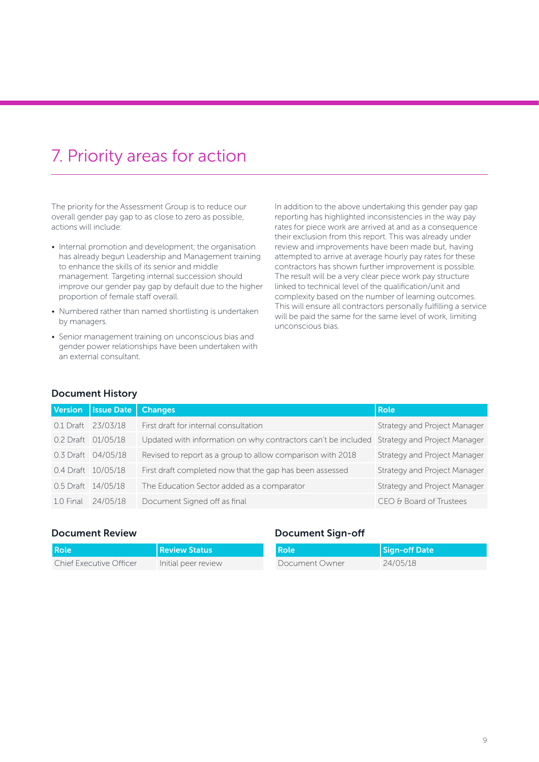# 7. Priority areas for action

The priority for the Assessment Group is to reduce our overall gender pay gap to as close to zero as possible, actions will include:

- Internal promotion and development; the organisation has already begun Leadership and Management training to enhance the skills of its senior and middle management. Targeting internal succession should improve our gender pay gap by default due to the higher proportion of female staff overall.
- Numbered rather than named shortlisting is undertaken by managers.
- Senior management training on unconscious bias and gender power relationships have been undertaken with an external consultant.

In addition to the above undertaking this gender pay gap reporting has highlighted inconsistencies in the way pay rates for piece work are arrived at and as a consequence their exclusion from this report. This was already under review and improvements have been made but, having attempted to arrive at average hourly pay rates for these contractors has shown further improvement is possible. The result will be a very clear piece work pay structure linked to technical level of the qualification/unit and complexity based on the number of learning outcomes. This will ensure all contractors personally fulfilling a service will be paid the same for the same level of work, limiting unconscious bias.

## Document History

| Version | Issue Date | Changes | Role |
|---|---|---|---|
| 0.1 Draft | 23/03/18 | First draft for internal consultation | Strategy and Project Manager |
| 0.2 Draft | 01/05/18 | Updated with information on why contractors can't be included | Strategy and Project Manager |
| 0.3 Draft | 04/05/18 | Revised to report as a group to allow comparison with 2018 | Strategy and Project Manager |
| 0.4 Draft | 10/05/18 | First draft completed now that the gap has been assessed | Strategy and Project Manager |
| 0.5 Draft | 14/05/18 | The Education Sector added as a comparator | Strategy and Project Manager |
| 1.0 Final | 24/05/18 | Document Signed off as final | CEO & Board of Trustees |

## Document Review

| Role | Review Status |
|---|---|
| Chief Executive Officer | Initial peer review |

## Document Sign-off

| Role | Sign-off Date |
|---|---|
| Document Owner | 24/05/18 |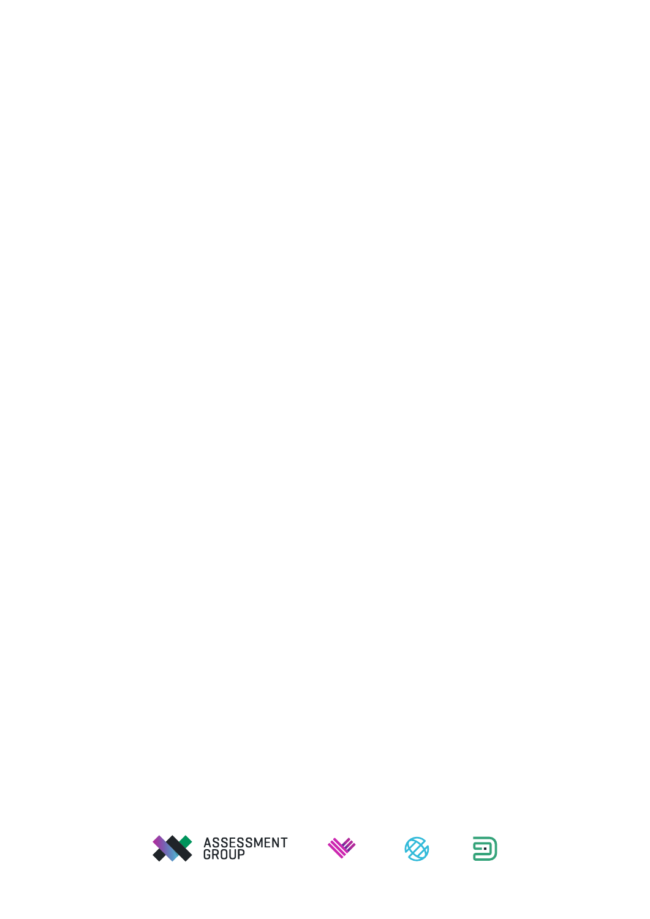ASSESSMENT GROUP